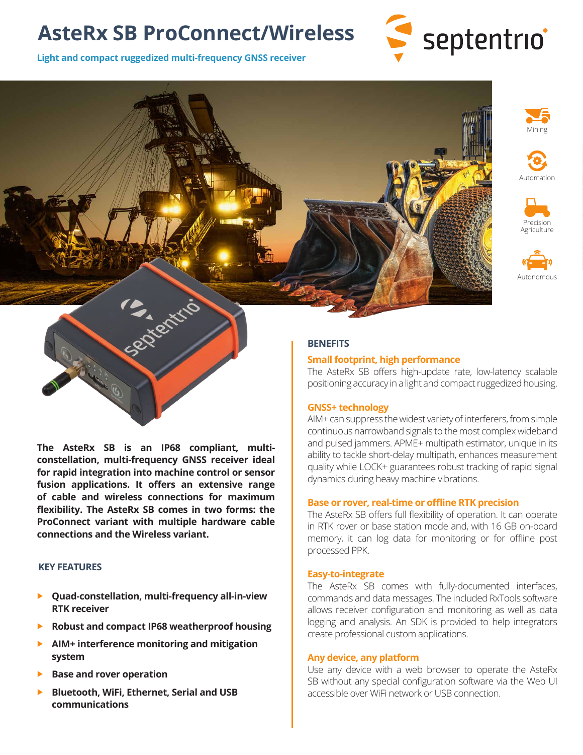# AsteRx SB ProConnect/Wireless

**Light and compact ruggedized multi-frequency GNSS receiver**

Mining

Automation

Precision Agriculture

Autonomous

**The AsteRx SB is an IP68 compliant, multi-constellation, multi-frequency GNSS receiver ideal for rapid integration into machine control or sensor fusion applications. It offers an extensive range of cable and wireless connections for maximum flexibility. The AsteRx SB comes in two forms: the ProConnect variant with multiple hardware cable connections and the Wireless variant.**

## KEY FEATURES

- **Quad-constellation, multi-frequency all-in-view RTK receiver**
- **Robust and compact IP68 weatherproof housing**
- **AIM+ interference monitoring and mitigation system**
- **Base and rover operation**
- **Bluetooth, WiFi, Ethernet, Serial and USB communications**

## BENEFITS

### Small footprint, high performance

The AsteRx SB offers high-update rate, low-latency scalable positioning accuracy in a light and compact ruggedized housing.

### GNSS+ technology

AIM+ can suppress the widest variety of interferers, from simple continuous narrowband signals to the most complex wideband and pulsed jammers. APME+ multipath estimator, unique in its ability to tackle short-delay multipath, enhances measurement quality while LOCK+ guarantees robust tracking of rapid signal dynamics during heavy machine vibrations.

### Base or rover, real-time or offline RTK precision

The AsteRx SB offers full flexibility of operation. It can operate in RTK rover or base station mode and, with 16 GB on-board memory, it can log data for monitoring or for offline post processed PPK.

### Easy-to-integrate

The AsteRx SB comes with fully-documented interfaces, commands and data messages. The included RxTools software allows receiver configuration and monitoring as well as data logging and analysis. An SDK is provided to help integrators create professional custom applications.

### Any device, any platform

Use any device with a web browser to operate the AsteRx SB without any special configuration software via the Web UI accessible over WiFi network or USB connection.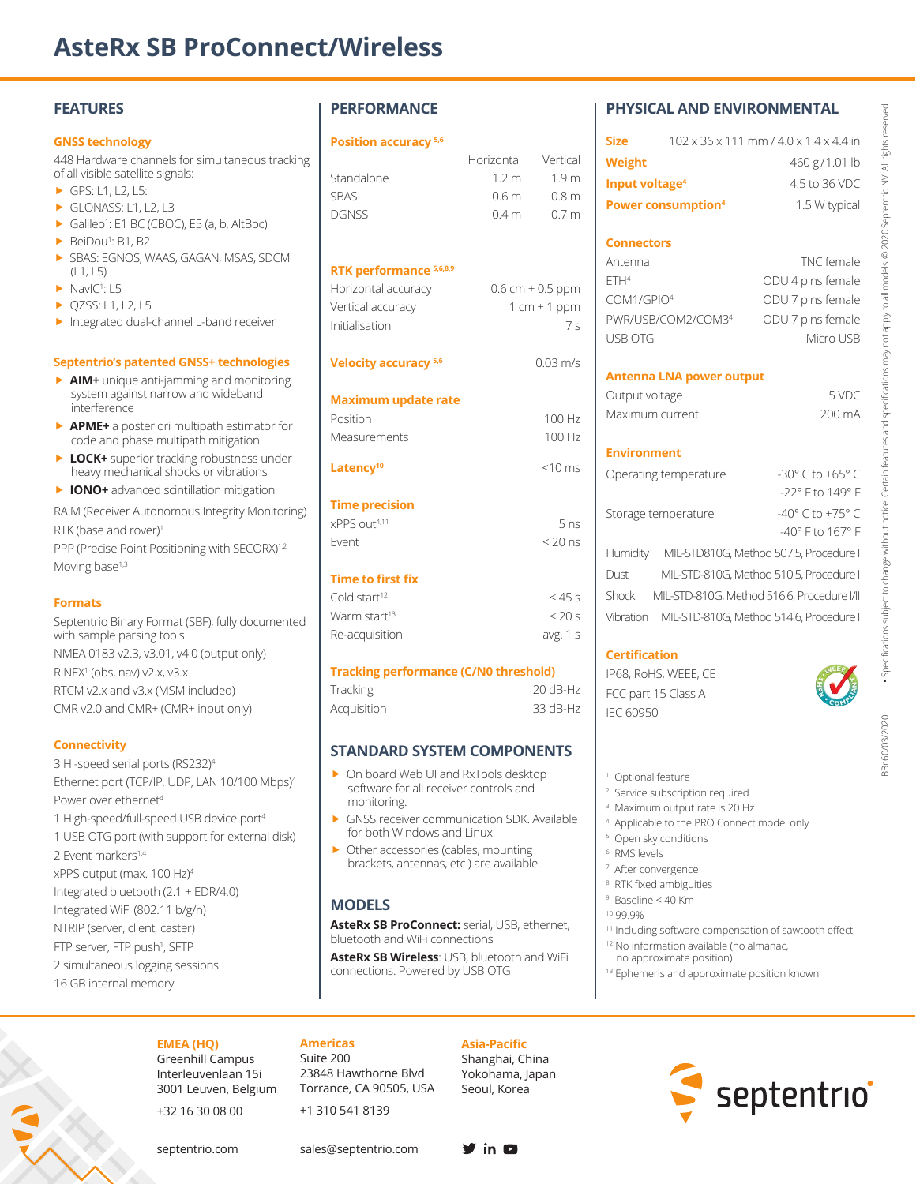# AsteRx SB ProConnect/Wireless

## FEATURES

### GNSS technology

448 Hardware channels for simultaneous tracking of all visible satellite signals:

- GPS: L1, L2, L5:
- GLONASS: L1, L2, L3
- Galileo[1]: E1 BC (CBOC), E5 (a, b, AltBoc)
- BeiDou[1]: B1, B2
- SBAS: EGNOS, WAAS, GAGAN, MSAS, SDCM (L1, L5)
- NavIC[1]: L5
- QZSS: L1, L2, L5
- Integrated dual-channel L-band receiver

### Septentrio's patented GNSS+ technologies

- **AIM+** unique anti-jamming and monitoring system against narrow and wideband interference
- **APME+** a posteriori multipath estimator for code and phase multipath mitigation
- **LOCK+** superior tracking robustness under heavy mechanical shocks or vibrations
- **IONO+** advanced scintillation mitigation

RAIM (Receiver Autonomous Integrity Monitoring)

RTK (base and rover)[1]

PPP (Precise Point Positioning with SECORX)[1,2]

Moving base[1,3]

### Formats

Septentrio Binary Format (SBF), fully documented with sample parsing tools

NMEA 0183 v2.3, v3.01, v4.0 (output only)

RINEX[1] (obs, nav) v2.x, v3.x

RTCM v2.x and v3.x (MSM included)

CMR v2.0 and CMR+ (CMR+ input only)

### Connectivity

3 Hi-speed serial ports (RS232)[4]

Ethernet port (TCP/IP, UDP, LAN 10/100 Mbps)[4]

Power over ethernet[4]

1 High-speed/full-speed USB device port[4]

1 USB OTG port (with support for external disk)

2 Event markers[1,4]

xPPS output (max. 100 Hz)[4]

Integrated bluetooth (2.1 + EDR/4.0)

Integrated WiFi (802.11 b/g/n)

NTRIP (server, client, caster)

FTP server, FTP push[1], SFTP

2 simultaneous logging sessions

16 GB internal memory

## PERFORMANCE

### Position accuracy [5,6]

| | Horizontal | Vertical |
|---|---|---|
| Standalone | 1.2 m | 1.9 m |
| SBAS | 0.6 m | 0.8 m |
| DGNSS | 0.4 m | 0.7 m |

### RTK performance [5,6,8,9]

| | |
|---|---|
| Horizontal accuracy | 0.6 cm + 0.5 ppm |
| Vertical accuracy | 1 cm + 1 ppm |
| Initialisation | 7 s |

### Velocity accuracy [5,6]

0.03 m/s

### Maximum update rate

| | |
|---|---|
| Position | 100 Hz |
| Measurements | 100 Hz |

### Latency[10]

<10 ms

### Time precision

| | |
|---|---|
| xPPS out[4,11] | 5 ns |
| Event | < 20 ns |

### Time to first fix

| | |
|---|---|
| Cold start[12] | < 45 s |
| Warm start[13] | < 20 s |
| Re-acquisition | avg. 1 s |

### Tracking performance (C/N0 threshold)

| | |
|---|---|
| Tracking | 20 dB-Hz |
| Acquisition | 33 dB-Hz |

## STANDARD SYSTEM COMPONENTS

- On board Web UI and RxTools desktop software for all receiver controls and monitoring.
- GNSS receiver communication SDK. Available for both Windows and Linux.
- Other accessories (cables, mounting brackets, antennas, etc.) are available.

## MODELS

**AsteRx SB ProConnect:** serial, USB, ethernet, bluetooth and WiFi connections

**AsteRx SB Wireless**: USB, bluetooth and WiFi connections. Powered by USB OTG

## PHYSICAL AND ENVIRONMENTAL

| | |
|---|---|
| **Size** | 102 x 36 x 111 mm / 4.0 x 1.4 x 4.4 in |
| **Weight** | 460 g/1.01 lb |
| **Input voltage**[4] | 4.5 to 36 VDC |
| **Power consumption**[4] | 1.5 W typical |

### Connectors

| | |
|---|---|
| Antenna | TNC female |
| ETH[4] | ODU 4 pins female |
| COM1/GPIO[4] | ODU 7 pins female |
| PWR/USB/COM2/COM3[4] | ODU 7 pins female |
| USB OTG | Micro USB |

### Antenna LNA power output

| | |
|---|---|
| Output voltage | 5 VDC |
| Maximum current | 200 mA |

### Environment

| | |
|---|---|
| Operating temperature | -30° C to +65° C<br>-22° F to 149° F |
| Storage temperature | -40° C to +75° C<br>-40° F to 167° F |
| Humidity | MIL-STD810G, Method 507.5, Procedure I |
| Dust | MIL-STD-810G, Method 510.5, Procedure I |
| Shock | MIL-STD-810G, Method 516.6, Procedure I/II |
| Vibration | MIL-STD-810G, Method 514.6, Procedure I |

### Certification

IP68, RoHS, WEEE, CE

FCC part 15 Class A

IEC 60950

[1] Optional feature
[2] Service subscription required
[3] Maximum output rate is 20 Hz
[4] Applicable to the PRO Connect model only
[5] Open sky conditions
[6] RMS levels
[7] After convergence
[8] RTK fixed ambiguities
[9] Baseline < 40 Km
[10] 99.9%
[11] Including software compensation of sawtooth effect
[12] No information available (no almanac, no approximate position)
[13] Ephemeris and approximate position known

• Specifications subject to change without notice. Certain features and specifications may not apply to all models. © 2020 Septentrio NV. All rights reserved.

BBr 60/03/2020

**EMEA (HQ)**
Greenhill Campus
Interleuvenlaan 15i
3001 Leuven, Belgium
+32 16 30 08 00

**Americas**
Suite 200
23848 Hawthorne Blvd
Torrance, CA 90505, USA
+1 310 541 8139

**Asia-Pacific**
Shanghai, China
Yokohama, Japan
Seoul, Korea

septentrio.com

sales@septentrio.com

septentrio